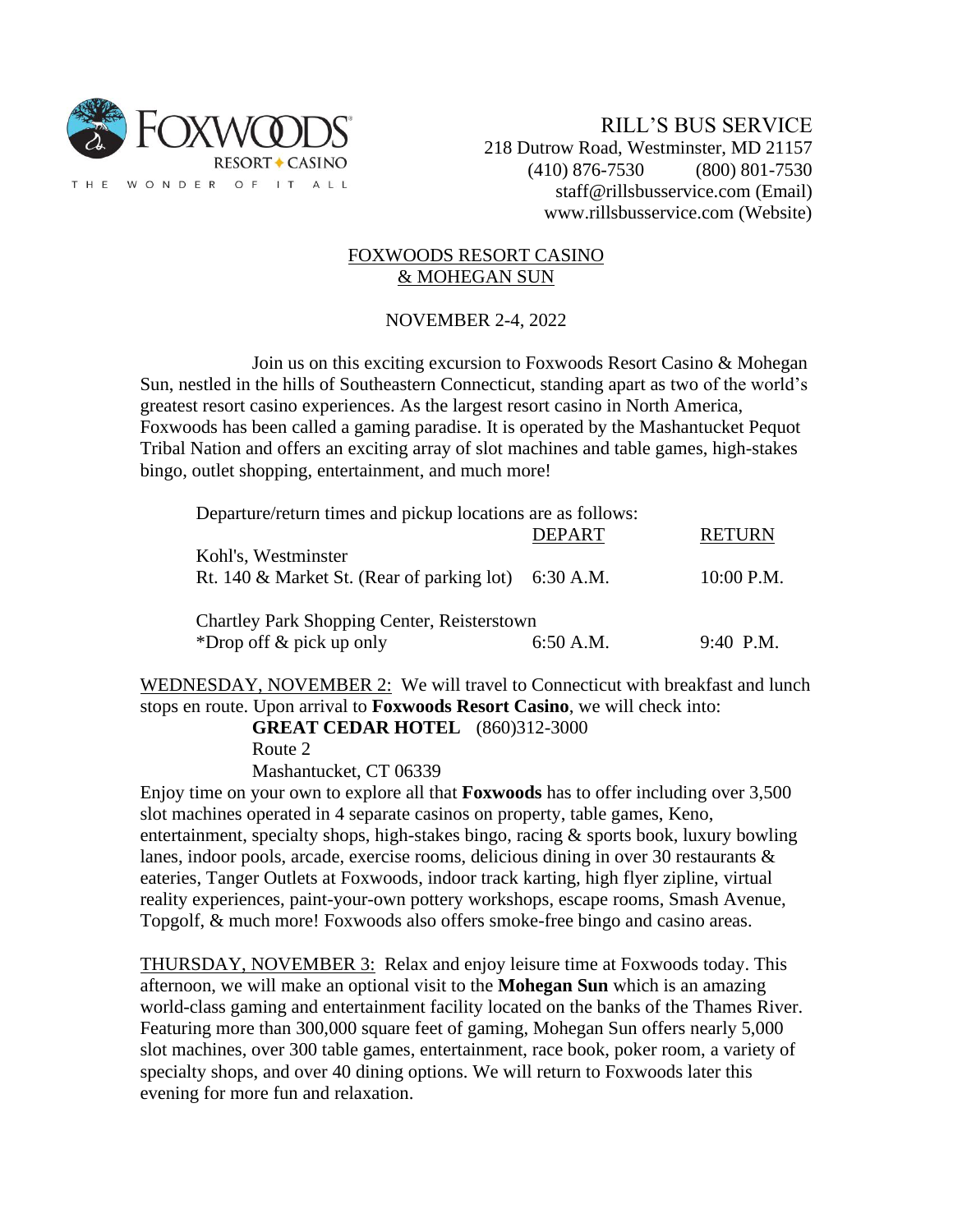FOXWOODS RESORT ✦ CASINO

THE WONDER OF IT ALL

RILL'S BUS SERVICE
218 Dutrow Road, Westminster, MD 21157
(410) 876-7530 (800) 801-7530
staff@rillsbusservice.com (Email)
www.rillsbusservice.com (Website)

## FOXWOODS RESORT CASINO & MOHEGAN SUN

### NOVEMBER 2-4, 2022

Join us on this exciting excursion to Foxwoods Resort Casino & Mohegan Sun, nestled in the hills of Southeastern Connecticut, standing apart as two of the world's greatest resort casino experiences. As the largest resort casino in North America, Foxwoods has been called a gaming paradise. It is operated by the Mashantucket Pequot Tribal Nation and offers an exciting array of slot machines and table games, high-stakes bingo, outlet shopping, entertainment, and much more!

Departure/return times and pickup locations are as follows:

| | DEPART | RETURN |
|---|---|---|
| Kohl's, Westminster<br>Rt. 140 & Market St. (Rear of parking lot) | 6:30 A.M. | 10:00 P.M. |
| Chartley Park Shopping Center, Reisterstown<br>*Drop off & pick up only | 6:50 A.M. | 9:40 P.M. |

WEDNESDAY, NOVEMBER 2: We will travel to Connecticut with breakfast and lunch stops en route. Upon arrival to **Foxwoods Resort Casino**, we will check into:

**GREAT CEDAR HOTEL** (860)312-3000
Route 2
Mashantucket, CT 06339

Enjoy time on your own to explore all that **Foxwoods** has to offer including over 3,500 slot machines operated in 4 separate casinos on property, table games, Keno, entertainment, specialty shops, high-stakes bingo, racing & sports book, luxury bowling lanes, indoor pools, arcade, exercise rooms, delicious dining in over 30 restaurants & eateries, Tanger Outlets at Foxwoods, indoor track karting, high flyer zipline, virtual reality experiences, paint-your-own pottery workshops, escape rooms, Smash Avenue, Topgolf, & much more! Foxwoods also offers smoke-free bingo and casino areas.

THURSDAY, NOVEMBER 3: Relax and enjoy leisure time at Foxwoods today. This afternoon, we will make an optional visit to the **Mohegan Sun** which is an amazing world-class gaming and entertainment facility located on the banks of the Thames River. Featuring more than 300,000 square feet of gaming, Mohegan Sun offers nearly 5,000 slot machines, over 300 table games, entertainment, race book, poker room, a variety of specialty shops, and over 40 dining options. We will return to Foxwoods later this evening for more fun and relaxation.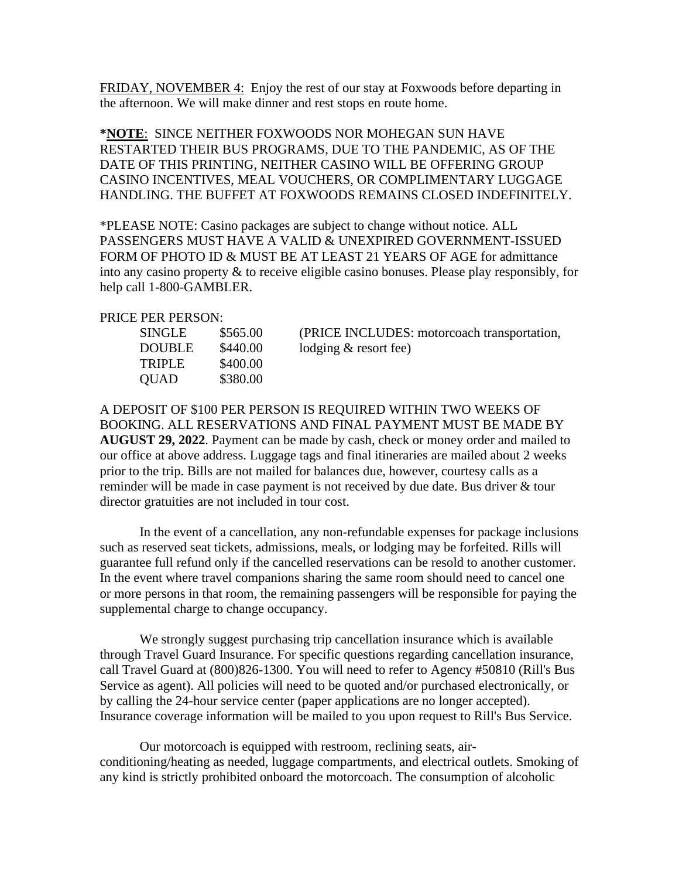FRIDAY, NOVEMBER 4: Enjoy the rest of our stay at Foxwoods before departing in the afternoon. We will make dinner and rest stops en route home.

***NOTE**: SINCE NEITHER FOXWOODS NOR MOHEGAN SUN HAVE RESTARTED THEIR BUS PROGRAMS, DUE TO THE PANDEMIC, AS OF THE DATE OF THIS PRINTING, NEITHER CASINO WILL BE OFFERING GROUP CASINO INCENTIVES, MEAL VOUCHERS, OR COMPLIMENTARY LUGGAGE HANDLING. THE BUFFET AT FOXWOODS REMAINS CLOSED INDEFINITELY.

*PLEASE NOTE: Casino packages are subject to change without notice. ALL PASSENGERS MUST HAVE A VALID & UNEXPIRED GOVERNMENT-ISSUED FORM OF PHOTO ID & MUST BE AT LEAST 21 YEARS OF AGE for admittance into any casino property & to receive eligible casino bonuses. Please play responsibly, for help call 1-800-GAMBLER.

PRICE PER PERSON:

| | | |
|---|---|---|
| SINGLE | $565.00 | (PRICE INCLUDES: motorcoach transportation, lodging & resort fee) |
| DOUBLE | $440.00 | |
| TRIPLE | $400.00 | |
| QUAD | $380.00 | |

A DEPOSIT OF $100 PER PERSON IS REQUIRED WITHIN TWO WEEKS OF BOOKING. ALL RESERVATIONS AND FINAL PAYMENT MUST BE MADE BY **AUGUST 29, 2022**. Payment can be made by cash, check or money order and mailed to our office at above address. Luggage tags and final itineraries are mailed about 2 weeks prior to the trip. Bills are not mailed for balances due, however, courtesy calls as a reminder will be made in case payment is not received by due date. Bus driver & tour director gratuities are not included in tour cost.

In the event of a cancellation, any non-refundable expenses for package inclusions such as reserved seat tickets, admissions, meals, or lodging may be forfeited. Rills will guarantee full refund only if the cancelled reservations can be resold to another customer. In the event where travel companions sharing the same room should need to cancel one or more persons in that room, the remaining passengers will be responsible for paying the supplemental charge to change occupancy.

We strongly suggest purchasing trip cancellation insurance which is available through Travel Guard Insurance. For specific questions regarding cancellation insurance, call Travel Guard at (800)826-1300. You will need to refer to Agency #50810 (Rill's Bus Service as agent). All policies will need to be quoted and/or purchased electronically, or by calling the 24-hour service center (paper applications are no longer accepted). Insurance coverage information will be mailed to you upon request to Rill's Bus Service.

Our motorcoach is equipped with restroom, reclining seats, air-conditioning/heating as needed, luggage compartments, and electrical outlets. Smoking of any kind is strictly prohibited onboard the motorcoach. The consumption of alcoholic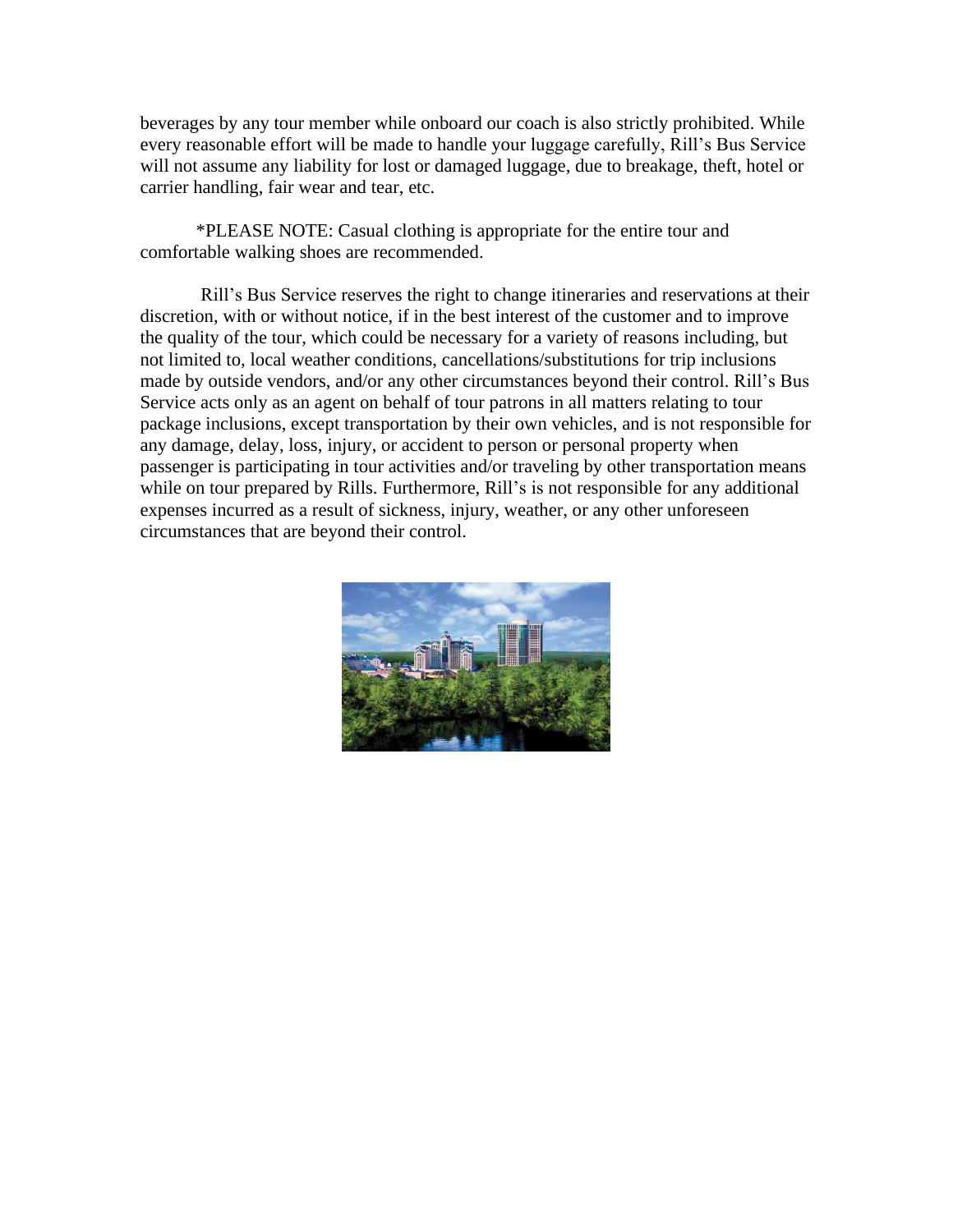beverages by any tour member while onboard our coach is also strictly prohibited. While every reasonable effort will be made to handle your luggage carefully, Rill's Bus Service will not assume any liability for lost or damaged luggage, due to breakage, theft, hotel or carrier handling, fair wear and tear, etc.

*PLEASE NOTE: Casual clothing is appropriate for the entire tour and comfortable walking shoes are recommended.

Rill's Bus Service reserves the right to change itineraries and reservations at their discretion, with or without notice, if in the best interest of the customer and to improve the quality of the tour, which could be necessary for a variety of reasons including, but not limited to, local weather conditions, cancellations/substitutions for trip inclusions made by outside vendors, and/or any other circumstances beyond their control. Rill's Bus Service acts only as an agent on behalf of tour patrons in all matters relating to tour package inclusions, except transportation by their own vehicles, and is not responsible for any damage, delay, loss, injury, or accident to person or personal property when passenger is participating in tour activities and/or traveling by other transportation means while on tour prepared by Rills. Furthermore, Rill's is not responsible for any additional expenses incurred as a result of sickness, injury, weather, or any other unforeseen circumstances that are beyond their control.